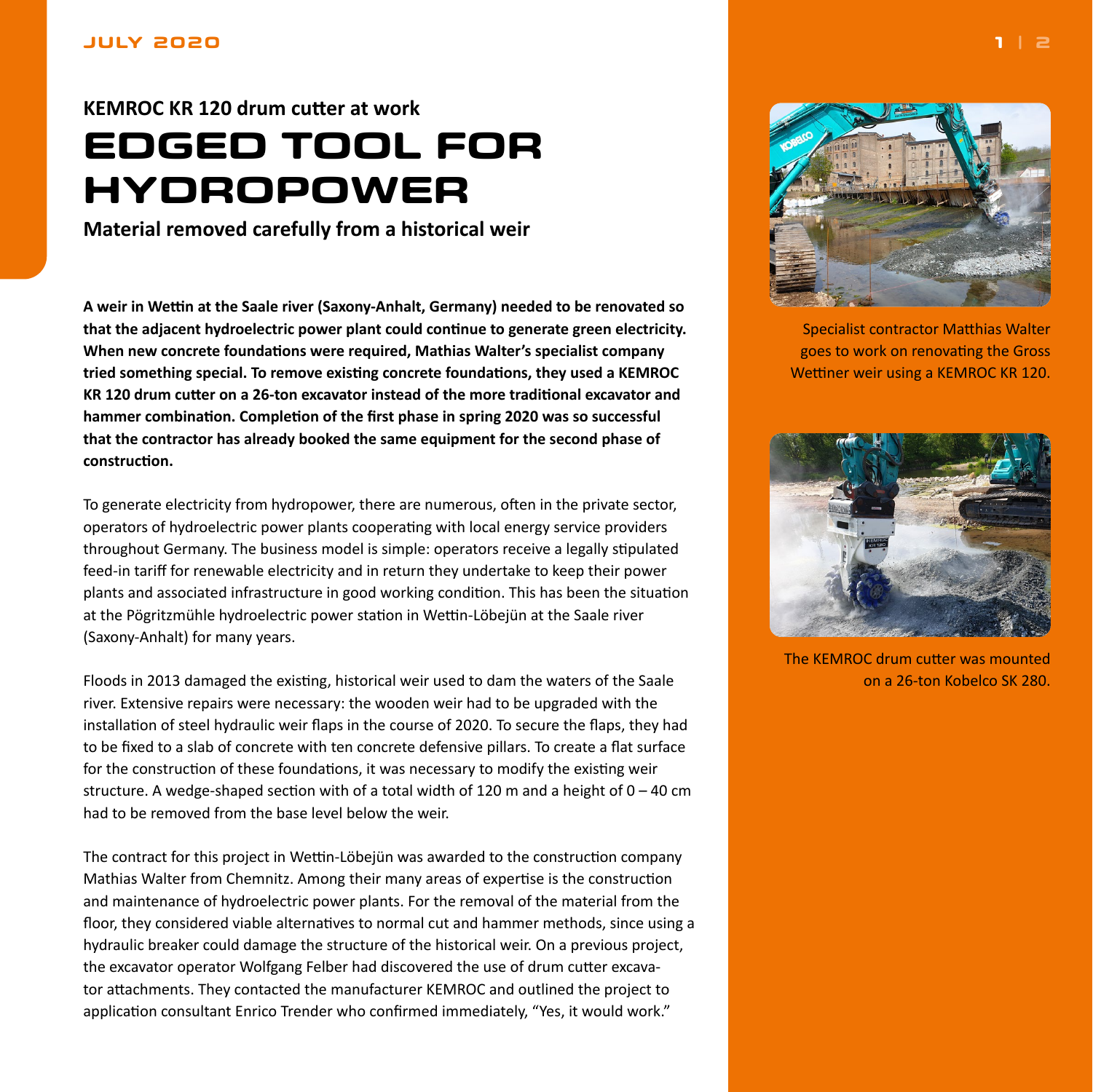JULY 2020

**KEMROC KR 120 drum cutter at work**

# EDGED TOOL FOR HYDROPOWER

**Material removed carefully from a historical weir**

**A weir in Wettin at the Saale river (Saxony-Anhalt, Germany) needed to be renovated so that the adjacent hydroelectric power plant could continue to generate green electricity. When new concrete foundations were required, Mathias Walter's specialist company tried something special. To remove existing concrete foundations, they used a KEMROC KR 120 drum cutter on a 26-ton excavator instead of the more traditional excavator and hammer combination. Completion of the first phase in spring 2020 was so successful that the contractor has already booked the same equipment for the second phase of construction.**

To generate electricity from hydropower, there are numerous, often in the private sector, operators of hydroelectric power plants cooperating with local energy service providers throughout Germany. The business model is simple: operators receive a legally stipulated feed-in tariff for renewable electricity and in return they undertake to keep their power plants and associated infrastructure in good working condition. This has been the situation at the Pögritzmühle hydroelectric power station in Wettin-Löbejün at the Saale river (Saxony-Anhalt) for many years.

Floods in 2013 damaged the existing, historical weir used to dam the waters of the Saale river. Extensive repairs were necessary: the wooden weir had to be upgraded with the installation of steel hydraulic weir flaps in the course of 2020. To secure the flaps, they had to be fixed to a slab of concrete with ten concrete defensive pillars. To create a flat surface for the construction of these foundations, it was necessary to modify the existing weir structure. A wedge-shaped section with of a total width of 120 m and a height of 0 – 40 cm had to be removed from the base level below the weir.

The contract for this project in Wettin-Löbejün was awarded to the construction company Mathias Walter from Chemnitz. Among their many areas of expertise is the construction and maintenance of hydroelectric power plants. For the removal of the material from the floor, they considered viable alternatives to normal cut and hammer methods, since using a hydraulic breaker could damage the structure of the historical weir. On a previous project, the excavator operator Wolfgang Felber had discovered the use of drum cutter excavator attachments. They contacted the manufacturer KEMROC and outlined the project to application consultant Enrico Trender who confirmed immediately, "Yes, it would work."

Specialist contractor Matthias Walter goes to work on renovating the Gross Wettiner weir using a KEMROC KR 120.

The KEMROC drum cutter was mounted on a 26-ton Kobelco SK 280.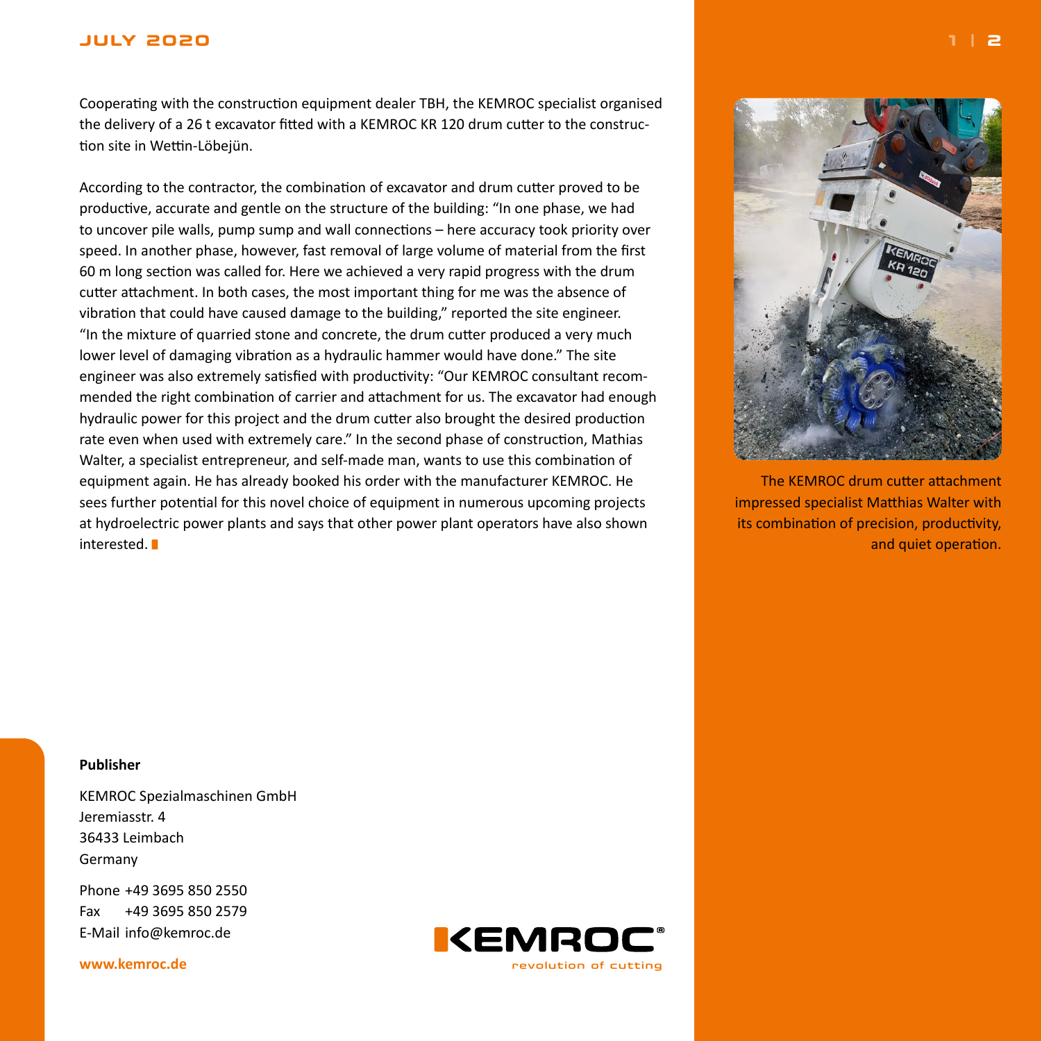Cooperating with the construction equipment dealer TBH, the KEMROC specialist organised the delivery of a 26 t excavator fitted with a KEMROC KR 120 drum cutter to the construction site in Wettin-Löbejün.

According to the contractor, the combination of excavator and drum cutter proved to be productive, accurate and gentle on the structure of the building: "In one phase, we had to uncover pile walls, pump sump and wall connections – here accuracy took priority over speed. In another phase, however, fast removal of large volume of material from the first 60 m long section was called for. Here we achieved a very rapid progress with the drum cutter attachment. In both cases, the most important thing for me was the absence of vibration that could have caused damage to the building," reported the site engineer. "In the mixture of quarried stone and concrete, the drum cutter produced a very much lower level of damaging vibration as a hydraulic hammer would have done." The site engineer was also extremely satisfied with productivity: "Our KEMROC consultant recommended the right combination of carrier and attachment for us. The excavator had enough hydraulic power for this project and the drum cutter also brought the desired production rate even when used with extremely care." In the second phase of construction, Mathias Walter, a specialist entrepreneur, and self-made man, wants to use this combination of equipment again. He has already booked his order with the manufacturer KEMROC. He sees further potential for this novel choice of equipment in numerous upcoming projects at hydroelectric power plants and says that other power plant operators have also shown interested.

The KEMROC drum cutter attachment impressed specialist Matthias Walter with its combination of precision, productivity, and quiet operation.

**Publisher**

KEMROC Spezialmaschinen GmbH
Jeremiasstr. 4
36433 Leimbach
Germany

Phone +49 3695 850 2550
Fax +49 3695 850 2579
E-Mail info@kemroc.de

**www.kemroc.de**

KEMROC®
revolution of cutting